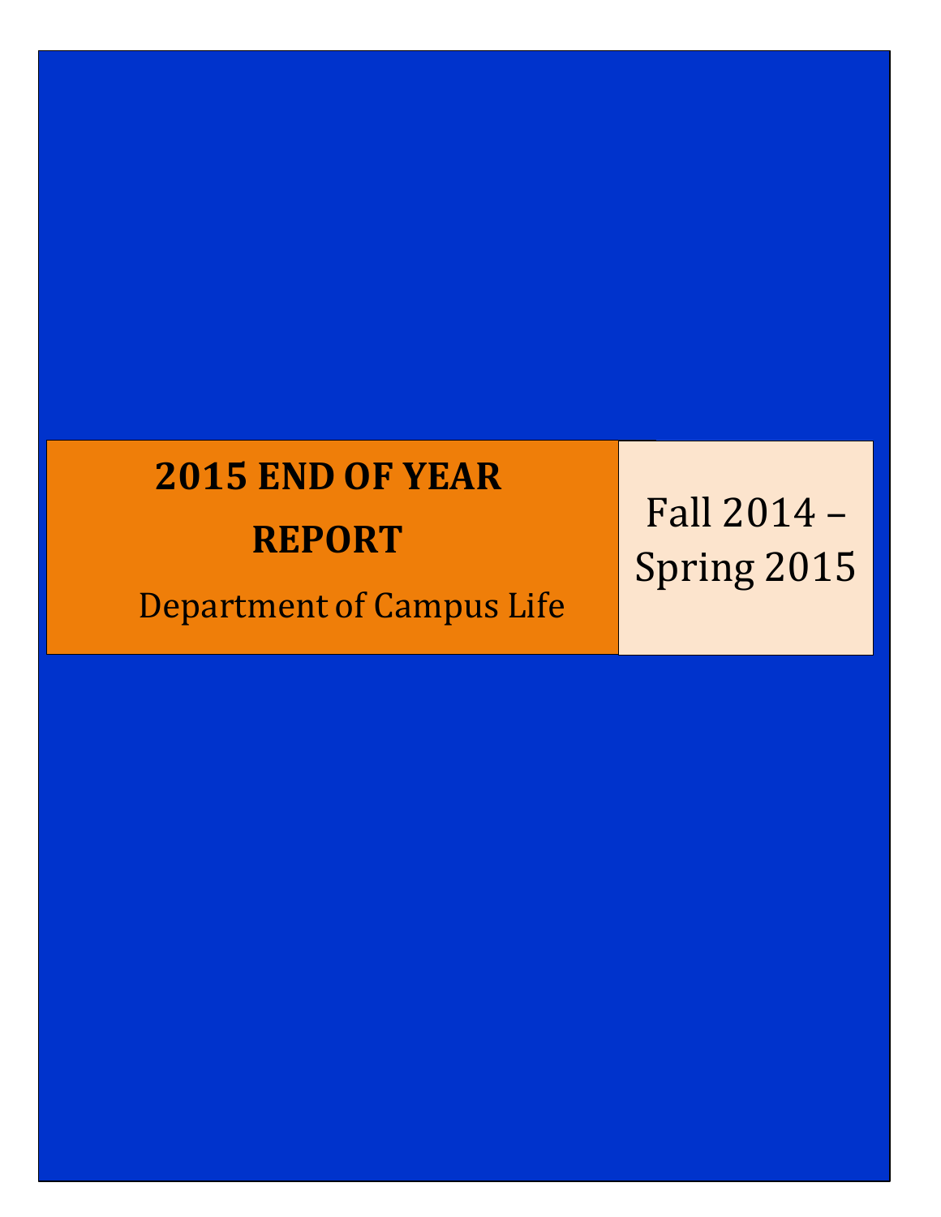# 2015 END OF YEAR REPORT

Department of Campus Life

Fall 2014 – Spring 2015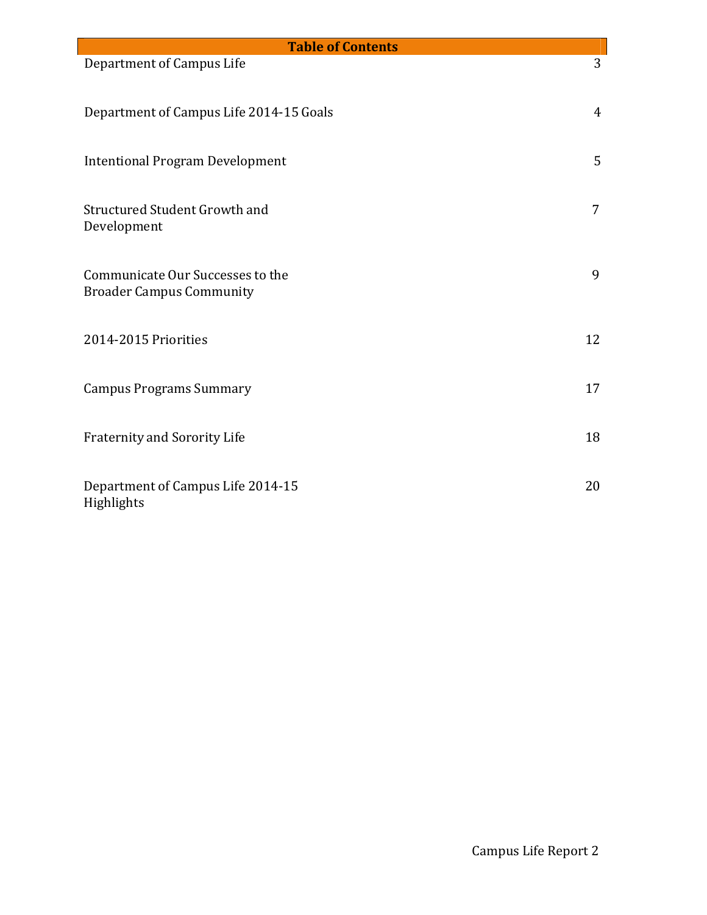| Table of Contents | |
|---|---|
| Department of Campus Life | 3 |
| Department of Campus Life 2014-15 Goals | 4 |
| Intentional Program Development | 5 |
| Structured Student Growth and Development | 7 |
| Communicate Our Successes to the Broader Campus Community | 9 |
| 2014-2015 Priorities | 12 |
| Campus Programs Summary | 17 |
| Fraternity and Sorority Life | 18 |
| Department of Campus Life 2014-15 Highlights | 20 |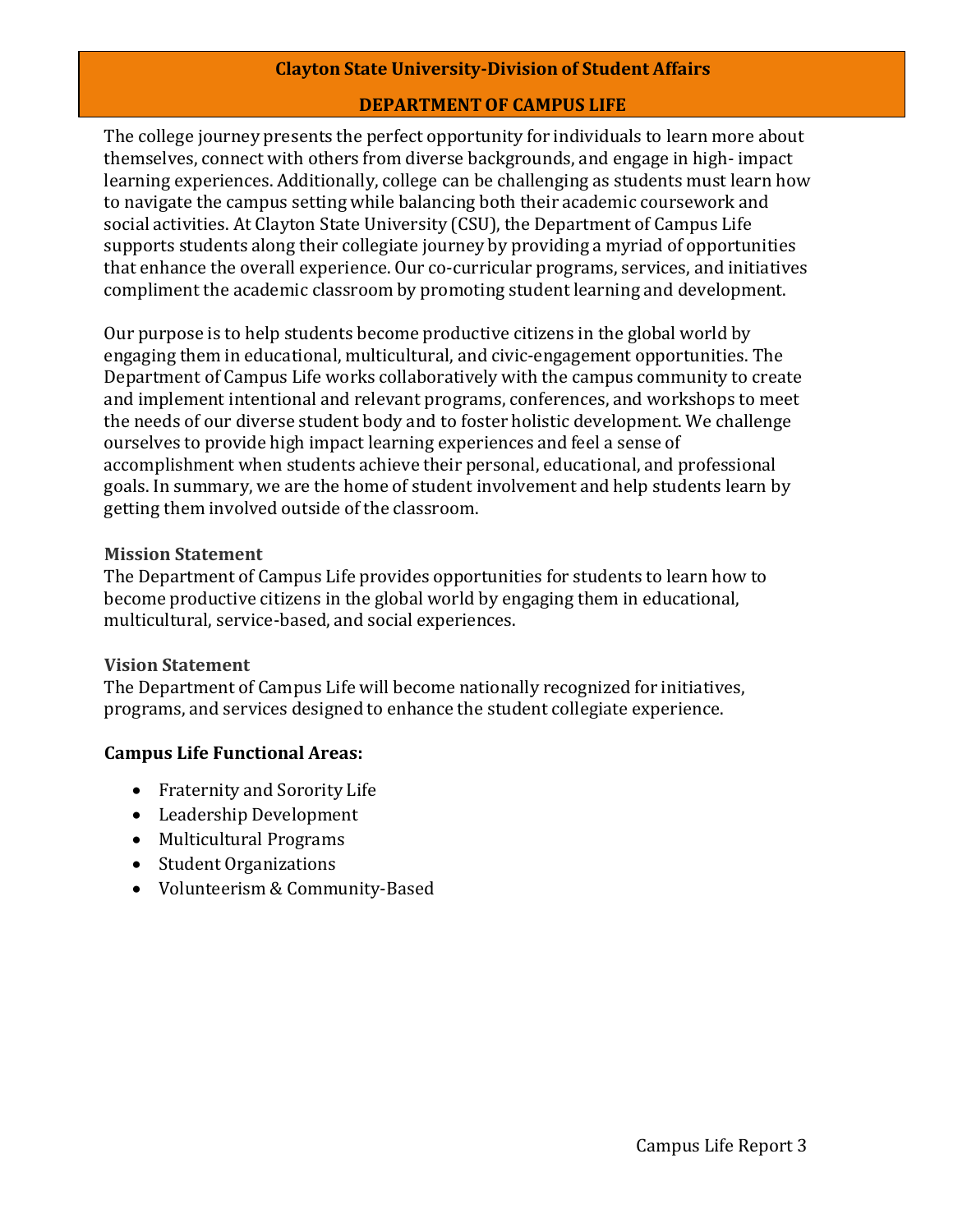## Clayton State University-Division of Student Affairs

## DEPARTMENT OF CAMPUS LIFE

The college journey presents the perfect opportunity for individuals to learn more about themselves, connect with others from diverse backgrounds, and engage in high- impact learning experiences. Additionally, college can be challenging as students must learn how to navigate the campus setting while balancing both their academic coursework and social activities. At Clayton State University (CSU), the Department of Campus Life supports students along their collegiate journey by providing a myriad of opportunities that enhance the overall experience. Our co-curricular programs, services, and initiatives compliment the academic classroom by promoting student learning and development.

Our purpose is to help students become productive citizens in the global world by engaging them in educational, multicultural, and civic-engagement opportunities. The Department of Campus Life works collaboratively with the campus community to create and implement intentional and relevant programs, conferences, and workshops to meet the needs of our diverse student body and to foster holistic development. We challenge ourselves to provide high impact learning experiences and feel a sense of accomplishment when students achieve their personal, educational, and professional goals. In summary, we are the home of student involvement and help students learn by getting them involved outside of the classroom.

### Mission Statement

The Department of Campus Life provides opportunities for students to learn how to become productive citizens in the global world by engaging them in educational, multicultural, service-based, and social experiences.

### Vision Statement

The Department of Campus Life will become nationally recognized for initiatives, programs, and services designed to enhance the student collegiate experience.

**Campus Life Functional Areas:**

- Fraternity and Sorority Life
- Leadership Development
- Multicultural Programs
- Student Organizations
- Volunteerism & Community-Based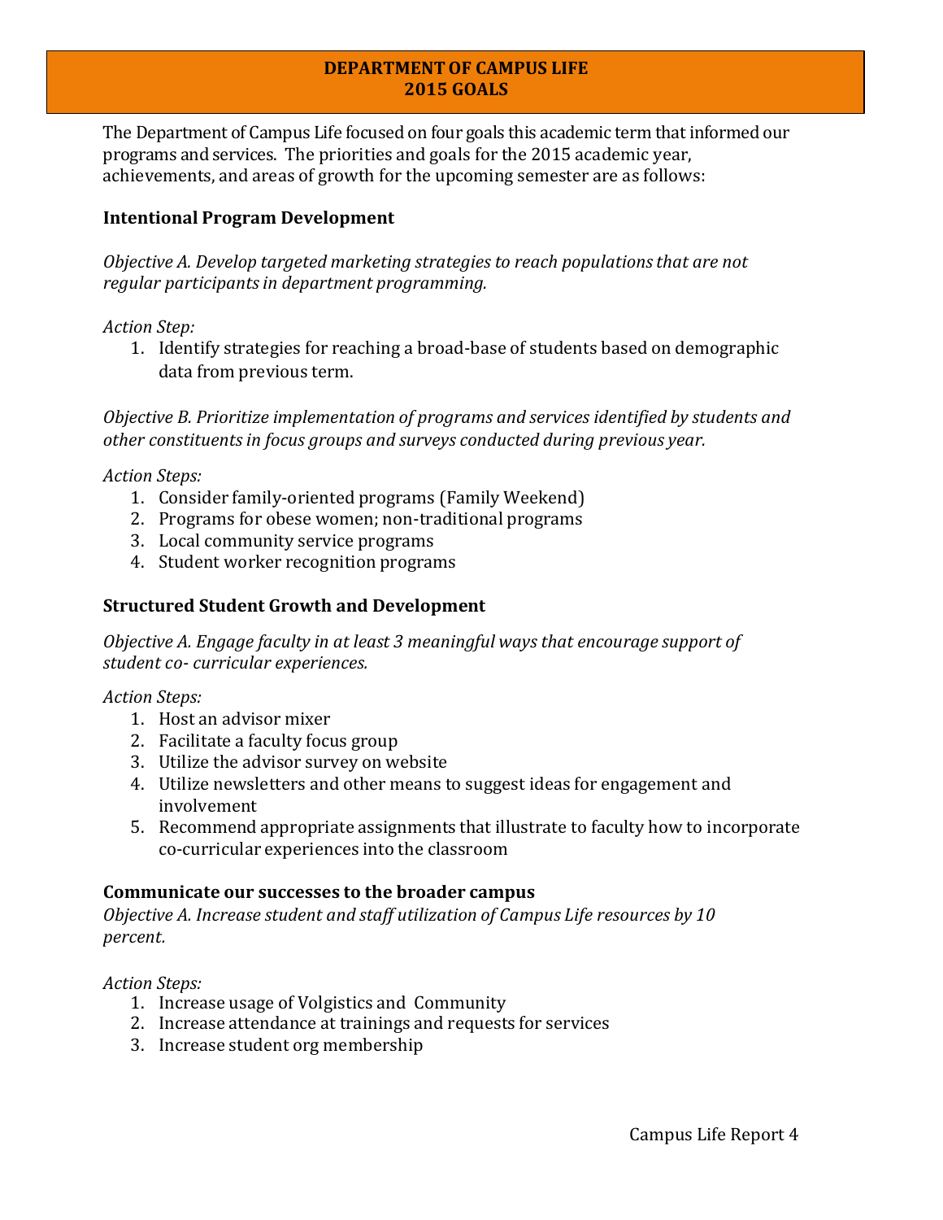# DEPARTMENT OF CAMPUS LIFE
# 2015 GOALS

The Department of Campus Life focused on four goals this academic term that informed our programs and services. The priorities and goals for the 2015 academic year, achievements, and areas of growth for the upcoming semester are as follows:

### Intentional Program Development

*Objective A. Develop targeted marketing strategies to reach populations that are not regular participants in department programming.*

*Action Step:*

1. Identify strategies for reaching a broad-base of students based on demographic data from previous term.

*Objective B. Prioritize implementation of programs and services identified by students and other constituents in focus groups and surveys conducted during previous year.*

*Action Steps:*

1. Consider family-oriented programs (Family Weekend)
2. Programs for obese women; non-traditional programs
3. Local community service programs
4. Student worker recognition programs

### Structured Student Growth and Development

*Objective A. Engage faculty in at least 3 meaningful ways that encourage support of student co- curricular experiences.*

*Action Steps:*

1. Host an advisor mixer
2. Facilitate a faculty focus group
3. Utilize the advisor survey on website
4. Utilize newsletters and other means to suggest ideas for engagement and involvement
5. Recommend appropriate assignments that illustrate to faculty how to incorporate co-curricular experiences into the classroom

### Communicate our successes to the broader campus

*Objective A. Increase student and staff utilization of Campus Life resources by 10 percent.*

*Action Steps:*

1. Increase usage of Volgistics and Community
2. Increase attendance at trainings and requests for services
3. Increase student org membership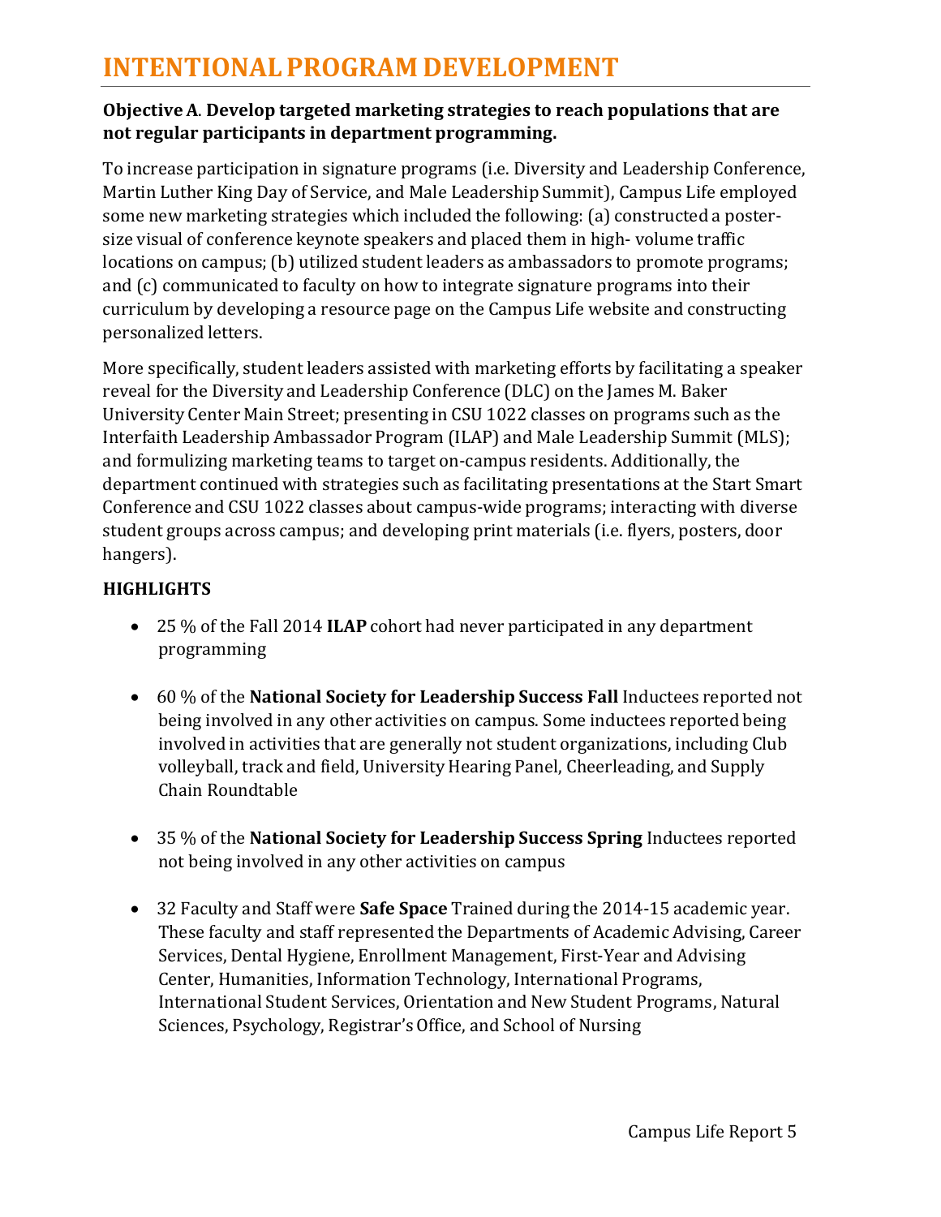# INTENTIONAL PROGRAM DEVELOPMENT

**Objective A**. **Develop targeted marketing strategies to reach populations that are not regular participants in department programming.**

To increase participation in signature programs (i.e. Diversity and Leadership Conference, Martin Luther King Day of Service, and Male Leadership Summit), Campus Life employed some new marketing strategies which included the following: (a) constructed a poster-size visual of conference keynote speakers and placed them in high- volume traffic locations on campus; (b) utilized student leaders as ambassadors to promote programs; and (c) communicated to faculty on how to integrate signature programs into their curriculum by developing a resource page on the Campus Life website and constructing personalized letters.

More specifically, student leaders assisted with marketing efforts by facilitating a speaker reveal for the Diversity and Leadership Conference (DLC) on the James M. Baker University Center Main Street; presenting in CSU 1022 classes on programs such as the Interfaith Leadership Ambassador Program (ILAP) and Male Leadership Summit (MLS); and formulizing marketing teams to target on-campus residents. Additionally, the department continued with strategies such as facilitating presentations at the Start Smart Conference and CSU 1022 classes about campus-wide programs; interacting with diverse student groups across campus; and developing print materials (i.e. flyers, posters, door hangers).

**HIGHLIGHTS**

- 25 % of the Fall 2014 **ILAP** cohort had never participated in any department programming
- 60 % of the **National Society for Leadership Success Fall** Inductees reported not being involved in any other activities on campus. Some inductees reported being involved in activities that are generally not student organizations, including Club volleyball, track and field, University Hearing Panel, Cheerleading, and Supply Chain Roundtable
- 35 % of the **National Society for Leadership Success Spring** Inductees reported not being involved in any other activities on campus
- 32 Faculty and Staff were **Safe Space** Trained during the 2014-15 academic year. These faculty and staff represented the Departments of Academic Advising, Career Services, Dental Hygiene, Enrollment Management, First-Year and Advising Center, Humanities, Information Technology, International Programs, International Student Services, Orientation and New Student Programs, Natural Sciences, Psychology, Registrar's Office, and School of Nursing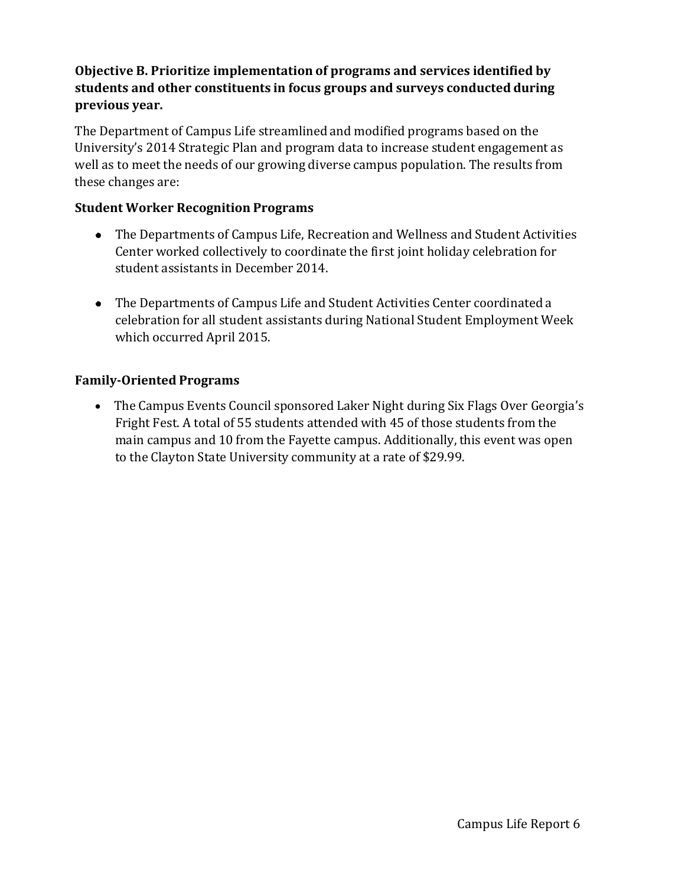**Objective B. Prioritize implementation of programs and services identified by students and other constituents in focus groups and surveys conducted during previous year.**

The Department of Campus Life streamlined and modified programs based on the University's 2014 Strategic Plan and program data to increase student engagement as well as to meet the needs of our growing diverse campus population. The results from these changes are:

**Student Worker Recognition Programs**

- The Departments of Campus Life, Recreation and Wellness and Student Activities Center worked collectively to coordinate the first joint holiday celebration for student assistants in December 2014.
- The Departments of Campus Life and Student Activities Center coordinated a celebration for all student assistants during National Student Employment Week which occurred April 2015.

**Family-Oriented Programs**

- The Campus Events Council sponsored Laker Night during Six Flags Over Georgia's Fright Fest. A total of 55 students attended with 45 of those students from the main campus and 10 from the Fayette campus. Additionally, this event was open to the Clayton State University community at a rate of $29.99.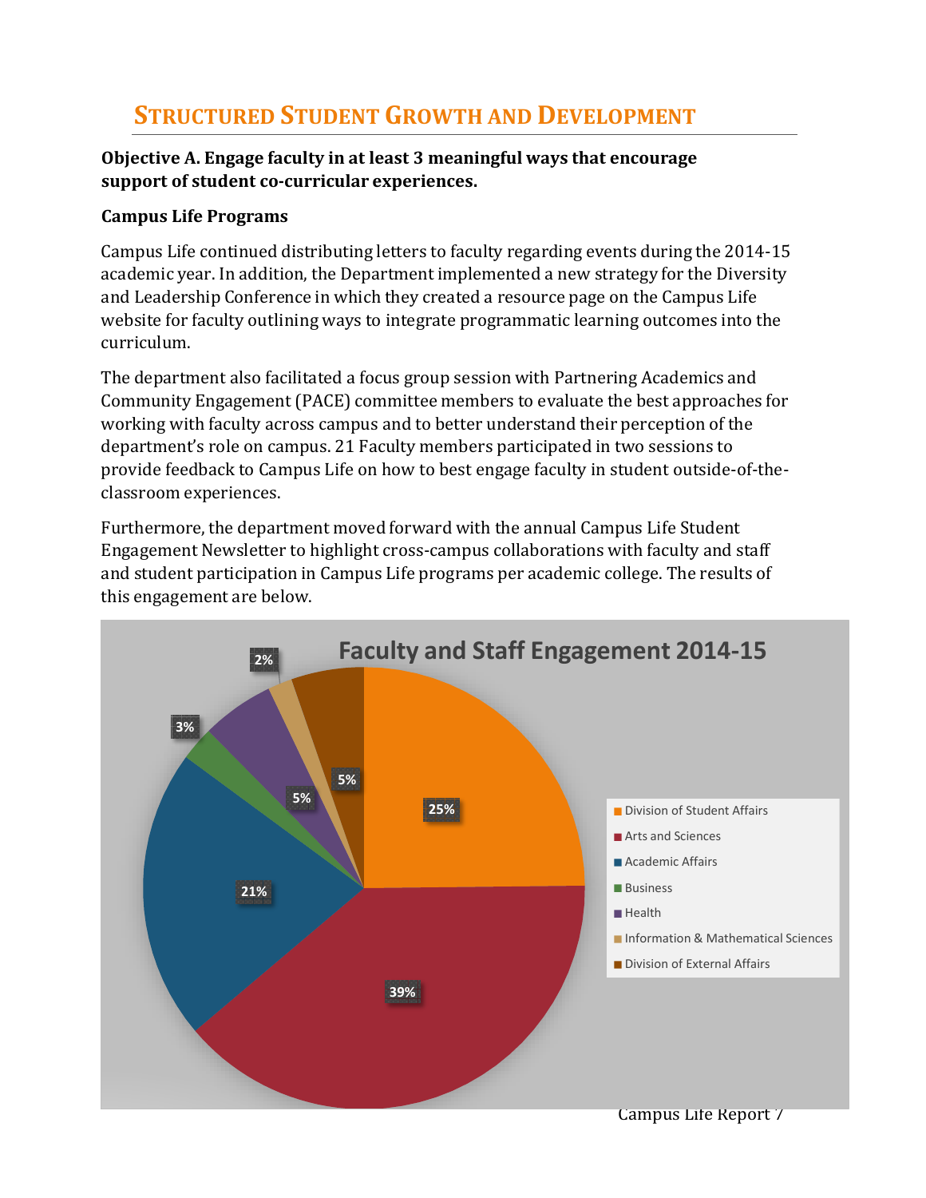## STRUCTURED STUDENT GROWTH AND DEVELOPMENT

**Objective A. Engage faculty in at least 3 meaningful ways that encourage support of student co-curricular experiences.**

**Campus Life Programs**

Campus Life continued distributing letters to faculty regarding events during the 2014-15 academic year. In addition, the Department implemented a new strategy for the Diversity and Leadership Conference in which they created a resource page on the Campus Life website for faculty outlining ways to integrate programmatic learning outcomes into the curriculum.

The department also facilitated a focus group session with Partnering Academics and Community Engagement (PACE) committee members to evaluate the best approaches for working with faculty across campus and to better understand their perception of the department's role on campus. 21 Faculty members participated in two sessions to provide feedback to Campus Life on how to best engage faculty in student outside-of-the-classroom experiences.

Furthermore, the department moved forward with the annual Campus Life Student Engagement Newsletter to highlight cross-campus collaborations with faculty and staff and student participation in Campus Life programs per academic college. The results of this engagement are below.

**Faculty and Staff Engagement 2014-15**

| Unit | Percentage |
|---|---|
| Division of Student Affairs | 25% |
| Arts and Sciences | 39% |
| Academic Affairs | 21% |
| Business | 3% |
| Health | 5% |
| Information & Mathematical Sciences | 2% |
| Division of External Affairs | 5% |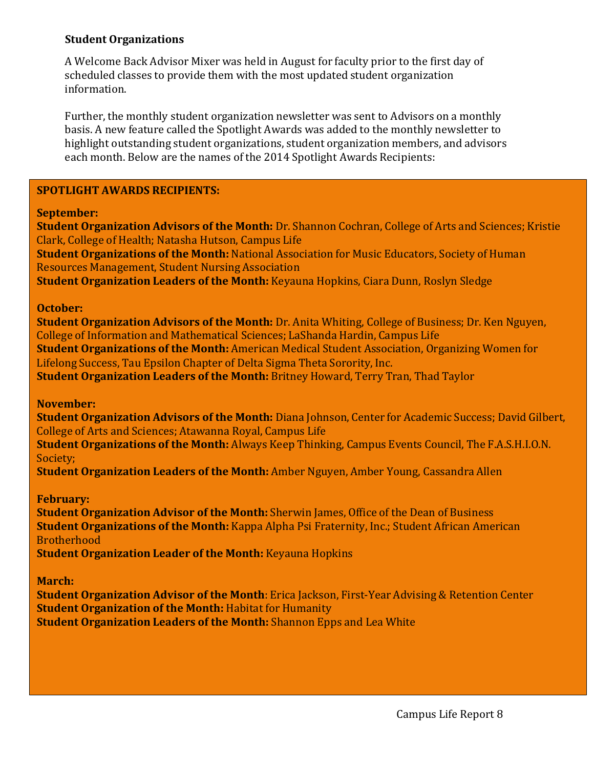### Student Organizations

A Welcome Back Advisor Mixer was held in August for faculty prior to the first day of scheduled classes to provide them with the most updated student organization information.

Further, the monthly student organization newsletter was sent to Advisors on a monthly basis. A new feature called the Spotlight Awards was added to the monthly newsletter to highlight outstanding student organizations, student organization members, and advisors each month. Below are the names of the 2014 Spotlight Awards Recipients:

**SPOTLIGHT AWARDS RECIPIENTS:**

**September:**
**Student Organization Advisors of the Month:** Dr. Shannon Cochran, College of Arts and Sciences; Kristie Clark, College of Health; Natasha Hutson, Campus Life
**Student Organizations of the Month:** National Association for Music Educators, Society of Human Resources Management, Student Nursing Association
**Student Organization Leaders of the Month:** Keyauna Hopkins, Ciara Dunn, Roslyn Sledge

**October:**
**Student Organization Advisors of the Month:** Dr. Anita Whiting, College of Business; Dr. Ken Nguyen, College of Information and Mathematical Sciences; LaShanda Hardin, Campus Life
**Student Organizations of the Month:** American Medical Student Association, Organizing Women for Lifelong Success, Tau Epsilon Chapter of Delta Sigma Theta Sorority, Inc.
**Student Organization Leaders of the Month:** Britney Howard, Terry Tran, Thad Taylor

**November:**
**Student Organization Advisors of the Month:** Diana Johnson, Center for Academic Success; David Gilbert, College of Arts and Sciences; Atawanna Royal, Campus Life
**Student Organizations of the Month:** Always Keep Thinking, Campus Events Council, The F.A.S.H.I.O.N. Society;
**Student Organization Leaders of the Month:** Amber Nguyen, Amber Young, Cassandra Allen

**February:**
**Student Organization Advisor of the Month:** Sherwin James, Office of the Dean of Business
**Student Organizations of the Month:** Kappa Alpha Psi Fraternity, Inc.; Student African American Brotherhood
**Student Organization Leader of the Month:** Keyauna Hopkins

**March:**
**Student Organization Advisor of the Month**: Erica Jackson, First-Year Advising & Retention Center
**Student Organization of the Month:** Habitat for Humanity
**Student Organization Leaders of the Month:** Shannon Epps and Lea White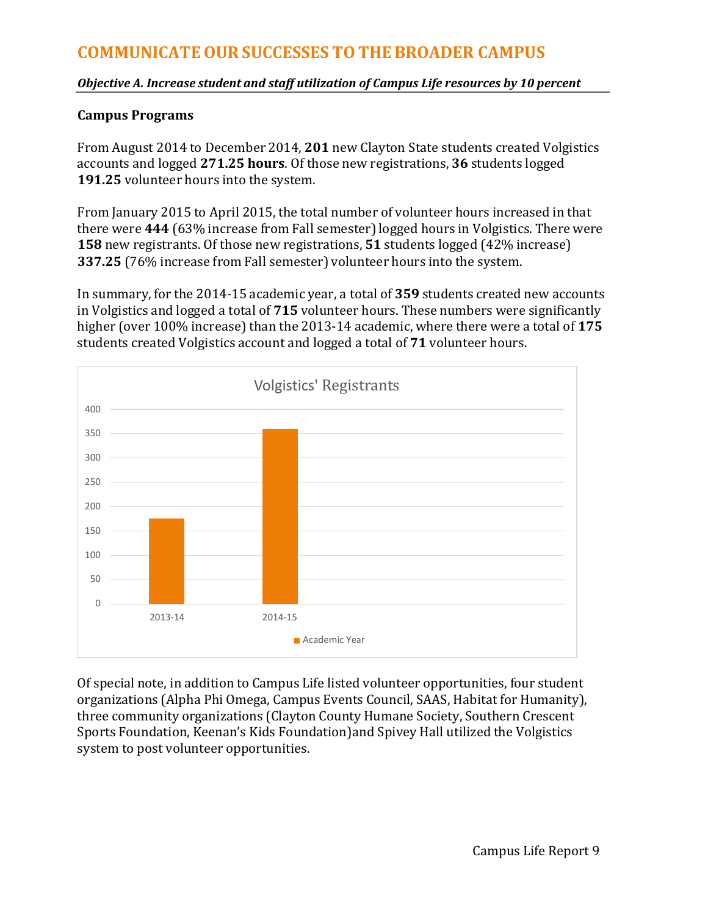## COMMUNICATE OUR SUCCESSES TO THE BROADER CAMPUS

***Objective A. Increase student and staff utilization of Campus Life resources by 10 percent***

### Campus Programs

From August 2014 to December 2014, **201** new Clayton State students created Volgistics accounts and logged **271.25 hours**. Of those new registrations, **36** students logged **191.25** volunteer hours into the system.

From January 2015 to April 2015, the total number of volunteer hours increased in that there were **444** (63% increase from Fall semester) logged hours in Volgistics. There were **158** new registrants. Of those new registrations, **51** students logged (42% increase) **337.25** (76% increase from Fall semester) volunteer hours into the system.

In summary, for the 2014-15 academic year, a total of **359** students created new accounts in Volgistics and logged a total of **715** volunteer hours. These numbers were significantly higher (over 100% increase) than the 2013-14 academic, where there were a total of **175** students created Volgistics account and logged a total of **71** volunteer hours.

Volgistics' Registrants

| Academic Year | Registrants |
|---|---|
| 2013-14 | 175 |
| 2014-15 | 359 |

Of special note, in addition to Campus Life listed volunteer opportunities, four student organizations (Alpha Phi Omega, Campus Events Council, SAAS, Habitat for Humanity), three community organizations (Clayton County Humane Society, Southern Crescent Sports Foundation, Keenan's Kids Foundation)and Spivey Hall utilized the Volgistics system to post volunteer opportunities.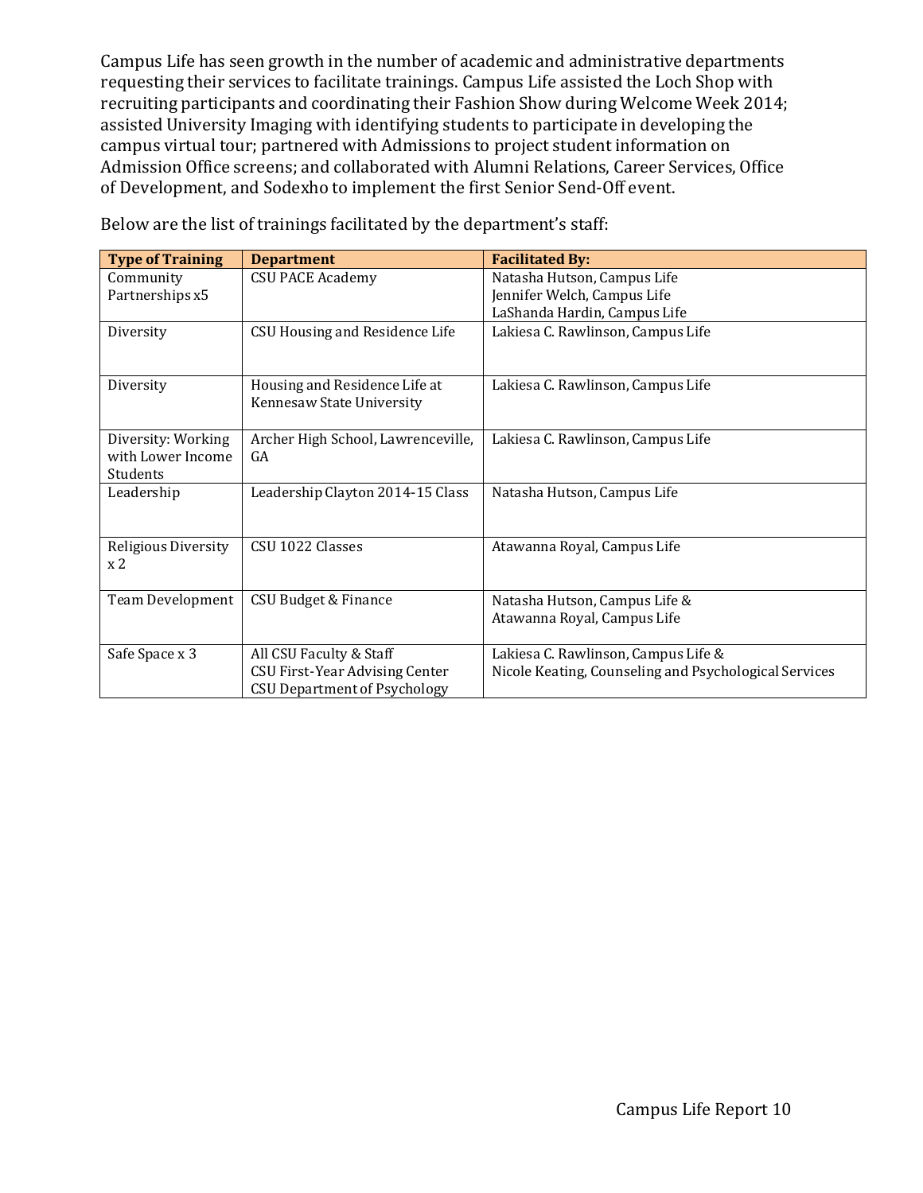Campus Life has seen growth in the number of academic and administrative departments requesting their services to facilitate trainings. Campus Life assisted the Loch Shop with recruiting participants and coordinating their Fashion Show during Welcome Week 2014; assisted University Imaging with identifying students to participate in developing the campus virtual tour; partnered with Admissions to project student information on Admission Office screens; and collaborated with Alumni Relations, Career Services, Office of Development, and Sodexho to implement the first Senior Send-Off event.

Below are the list of trainings facilitated by the department's staff:

| Type of Training | Department | Facilitated By: |
|---|---|---|
| Community Partnerships x5 | CSU PACE Academy | Natasha Hutson, Campus Life<br>Jennifer Welch, Campus Life<br>LaShanda Hardin, Campus Life |
| Diversity | CSU Housing and Residence Life | Lakiesa C. Rawlinson, Campus Life |
| Diversity | Housing and Residence Life at Kennesaw State University | Lakiesa C. Rawlinson, Campus Life |
| Diversity: Working with Lower Income Students | Archer High School, Lawrenceville, GA | Lakiesa C. Rawlinson, Campus Life |
| Leadership | Leadership Clayton 2014-15 Class | Natasha Hutson, Campus Life |
| Religious Diversity x 2 | CSU 1022 Classes | Atawanna Royal, Campus Life |
| Team Development | CSU Budget & Finance | Natasha Hutson, Campus Life &<br>Atawanna Royal, Campus Life |
| Safe Space x 3 | All CSU Faculty & Staff<br>CSU First-Year Advising Center<br>CSU Department of Psychology | Lakiesa C. Rawlinson, Campus Life &<br>Nicole Keating, Counseling and Psychological Services |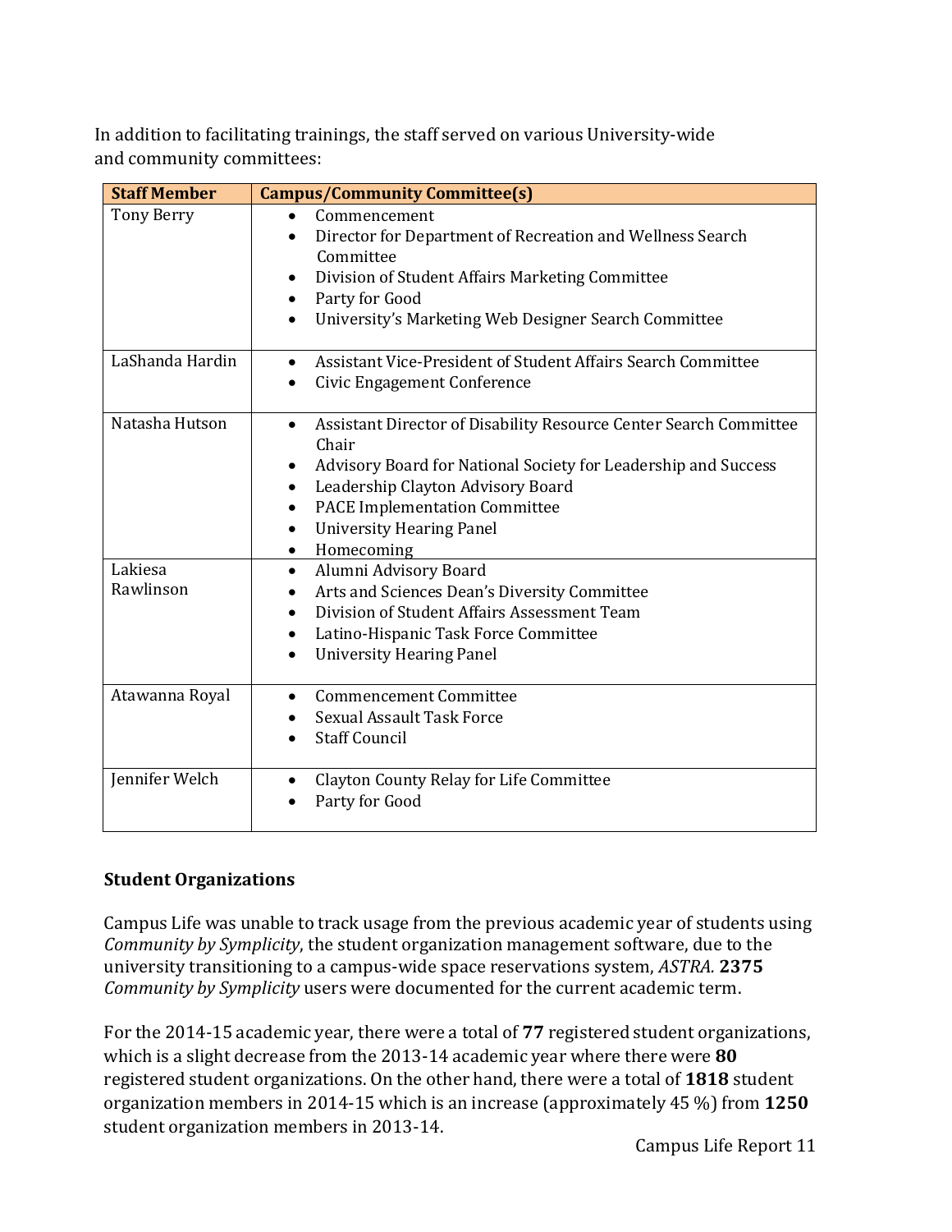In addition to facilitating trainings, the staff served on various University-wide and community committees:

| Staff Member | Campus/Community Committee(s) |
|---|---|
| Tony Berry | • Commencement<br>• Director for Department of Recreation and Wellness Search Committee<br>• Division of Student Affairs Marketing Committee<br>• Party for Good<br>• University's Marketing Web Designer Search Committee |
| LaShanda Hardin | • Assistant Vice-President of Student Affairs Search Committee<br>• Civic Engagement Conference |
| Natasha Hutson | • Assistant Director of Disability Resource Center Search Committee Chair<br>• Advisory Board for National Society for Leadership and Success<br>• Leadership Clayton Advisory Board<br>• PACE Implementation Committee<br>• University Hearing Panel<br>• Homecoming |
| Lakiesa Rawlinson | • Alumni Advisory Board<br>• Arts and Sciences Dean's Diversity Committee<br>• Division of Student Affairs Assessment Team<br>• Latino-Hispanic Task Force Committee<br>• University Hearing Panel |
| Atawanna Royal | • Commencement Committee<br>• Sexual Assault Task Force<br>• Staff Council |
| Jennifer Welch | • Clayton County Relay for Life Committee<br>• Party for Good |

## Student Organizations

Campus Life was unable to track usage from the previous academic year of students using *Community by Symplicity*, the student organization management software, due to the university transitioning to a campus-wide space reservations system, *ASTRA.* **2375** *Community by Symplicity* users were documented for the current academic term.

For the 2014-15 academic year, there were a total of **77** registered student organizations, which is a slight decrease from the 2013-14 academic year where there were **80** registered student organizations. On the other hand, there were a total of **1818** student organization members in 2014-15 which is an increase (approximately 45 %) from **1250** student organization members in 2013-14.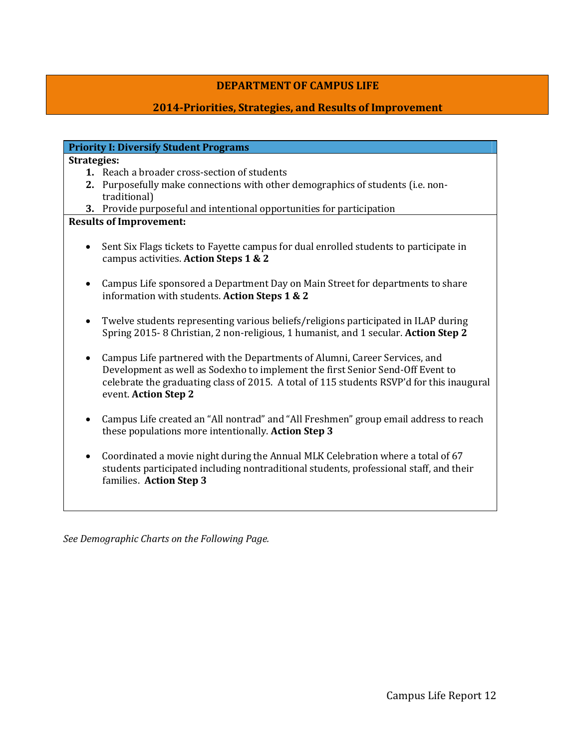## DEPARTMENT OF CAMPUS LIFE

### 2014-Priorities, Strategies, and Results of Improvement

**Priority I: Diversify Student Programs**

**Strategies:**

1. Reach a broader cross-section of students
2. Purposefully make connections with other demographics of students (i.e. non-traditional)
3. Provide purposeful and intentional opportunities for participation

**Results of Improvement:**

- Sent Six Flags tickets to Fayette campus for dual enrolled students to participate in campus activities. **Action Steps 1 & 2**
- Campus Life sponsored a Department Day on Main Street for departments to share information with students. **Action Steps 1 & 2**
- Twelve students representing various beliefs/religions participated in ILAP during Spring 2015- 8 Christian, 2 non-religious, 1 humanist, and 1 secular. **Action Step 2**
- Campus Life partnered with the Departments of Alumni, Career Services, and Development as well as Sodexho to implement the first Senior Send-Off Event to celebrate the graduating class of 2015. A total of 115 students RSVP'd for this inaugural event. **Action Step 2**
- Campus Life created an "All nontrad" and "All Freshmen" group email address to reach these populations more intentionally. **Action Step 3**
- Coordinated a movie night during the Annual MLK Celebration where a total of 67 students participated including nontraditional students, professional staff, and their families. **Action Step 3**

*See Demographic Charts on the Following Page.*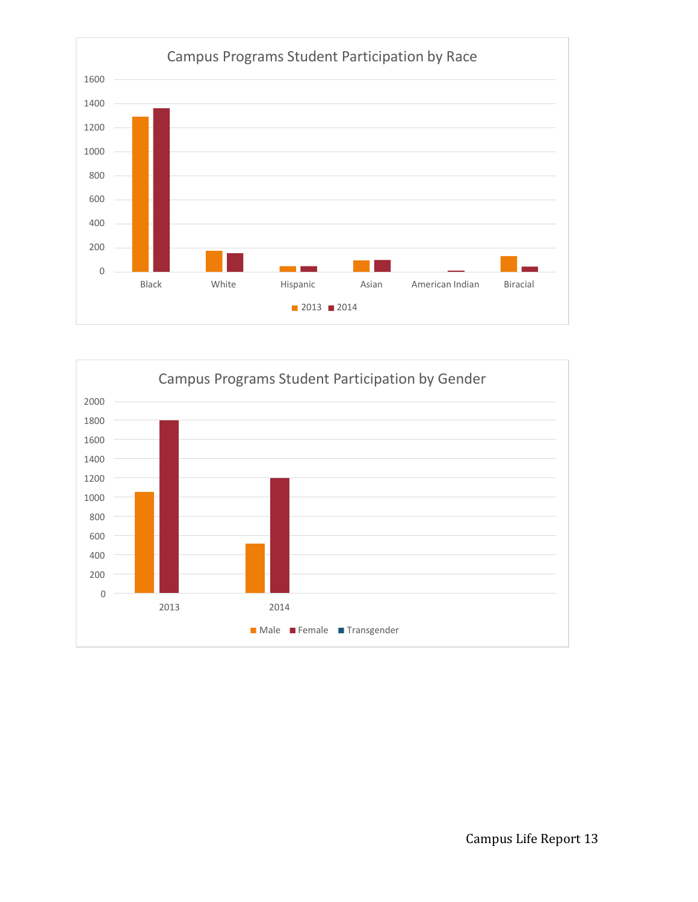Campus Programs Student Participation by Race

Campus Programs Student Participation by Gender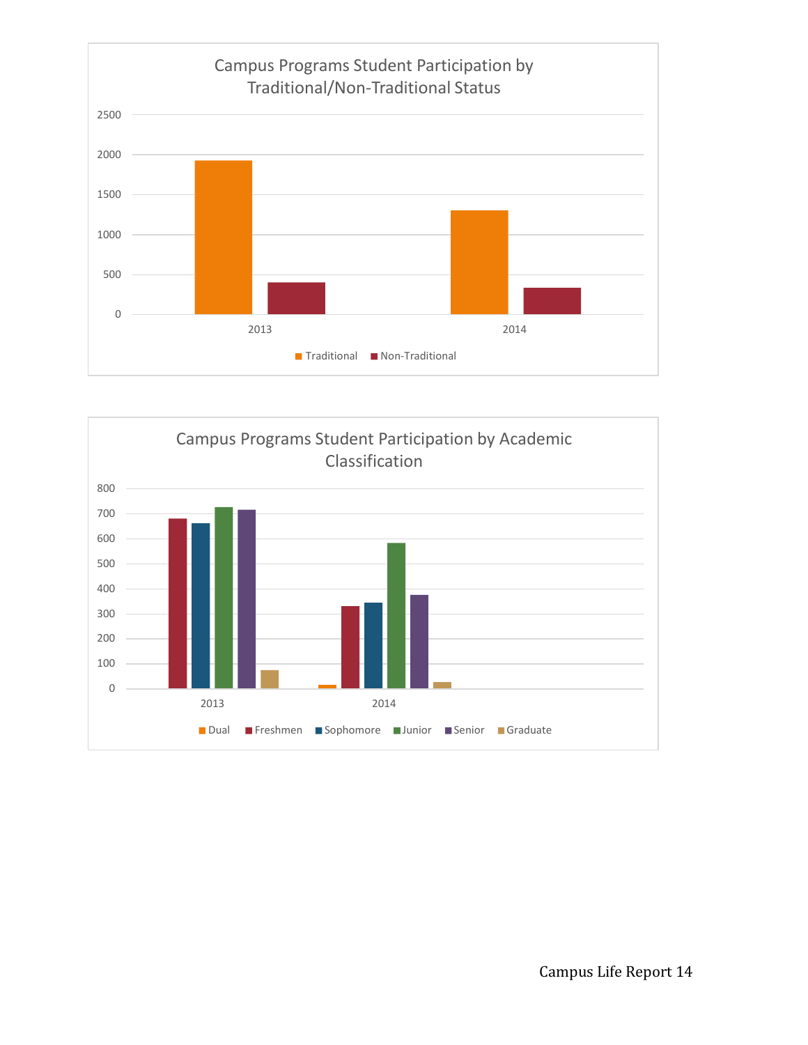Campus Programs Student Participation by Traditional/Non-Traditional Status

2500
2000
1500
1000
500
0

2013
2014

Traditional
Non-Traditional

Campus Programs Student Participation by Academic Classification

800
700
600
500
400
300
200
100
0

2013
2014

Dual
Freshmen
Sophomore
Junior
Senior
Graduate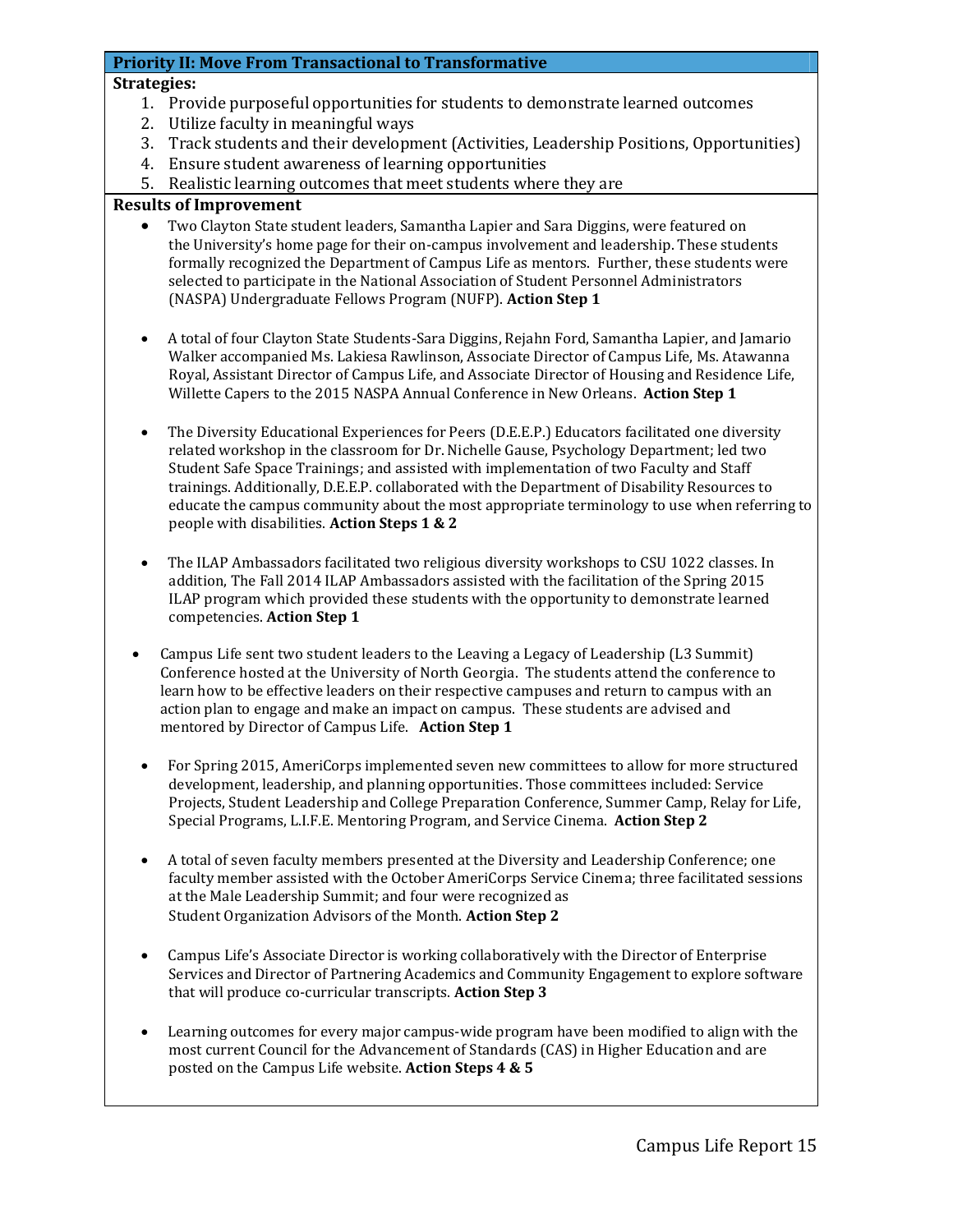**Priority II: Move From Transactional to Transformative**

**Strategies:**

1. Provide purposeful opportunities for students to demonstrate learned outcomes
2. Utilize faculty in meaningful ways
3. Track students and their development (Activities, Leadership Positions, Opportunities)
4. Ensure student awareness of learning opportunities
5. Realistic learning outcomes that meet students where they are

**Results of Improvement**

- Two Clayton State student leaders, Samantha Lapier and Sara Diggins, were featured on the University's home page for their on-campus involvement and leadership. These students formally recognized the Department of Campus Life as mentors. Further, these students were selected to participate in the National Association of Student Personnel Administrators (NASPA) Undergraduate Fellows Program (NUFP). **Action Step 1**

- A total of four Clayton State Students-Sara Diggins, Rejahn Ford, Samantha Lapier, and Jamario Walker accompanied Ms. Lakiesa Rawlinson, Associate Director of Campus Life, Ms. Atawanna Royal, Assistant Director of Campus Life, and Associate Director of Housing and Residence Life, Willette Capers to the 2015 NASPA Annual Conference in New Orleans. **Action Step 1**

- The Diversity Educational Experiences for Peers (D.E.E.P.) Educators facilitated one diversity related workshop in the classroom for Dr. Nichelle Gause, Psychology Department; led two Student Safe Space Trainings; and assisted with implementation of two Faculty and Staff trainings. Additionally, D.E.E.P. collaborated with the Department of Disability Resources to educate the campus community about the most appropriate terminology to use when referring to people with disabilities. **Action Steps 1 & 2**

- The ILAP Ambassadors facilitated two religious diversity workshops to CSU 1022 classes. In addition, The Fall 2014 ILAP Ambassadors assisted with the facilitation of the Spring 2015 ILAP program which provided these students with the opportunity to demonstrate learned competencies. **Action Step 1**

- Campus Life sent two student leaders to the Leaving a Legacy of Leadership (L3 Summit) Conference hosted at the University of North Georgia. The students attend the conference to learn how to be effective leaders on their respective campuses and return to campus with an action plan to engage and make an impact on campus. These students are advised and mentored by Director of Campus Life. **Action Step 1**

- For Spring 2015, AmeriCorps implemented seven new committees to allow for more structured development, leadership, and planning opportunities. Those committees included: Service Projects, Student Leadership and College Preparation Conference, Summer Camp, Relay for Life, Special Programs, L.I.F.E. Mentoring Program, and Service Cinema. **Action Step 2**

- A total of seven faculty members presented at the Diversity and Leadership Conference; one faculty member assisted with the October AmeriCorps Service Cinema; three facilitated sessions at the Male Leadership Summit; and four were recognized as Student Organization Advisors of the Month. **Action Step 2**

- Campus Life's Associate Director is working collaboratively with the Director of Enterprise Services and Director of Partnering Academics and Community Engagement to explore software that will produce co-curricular transcripts. **Action Step 3**

- Learning outcomes for every major campus-wide program have been modified to align with the most current Council for the Advancement of Standards (CAS) in Higher Education and are posted on the Campus Life website. **Action Steps 4 & 5**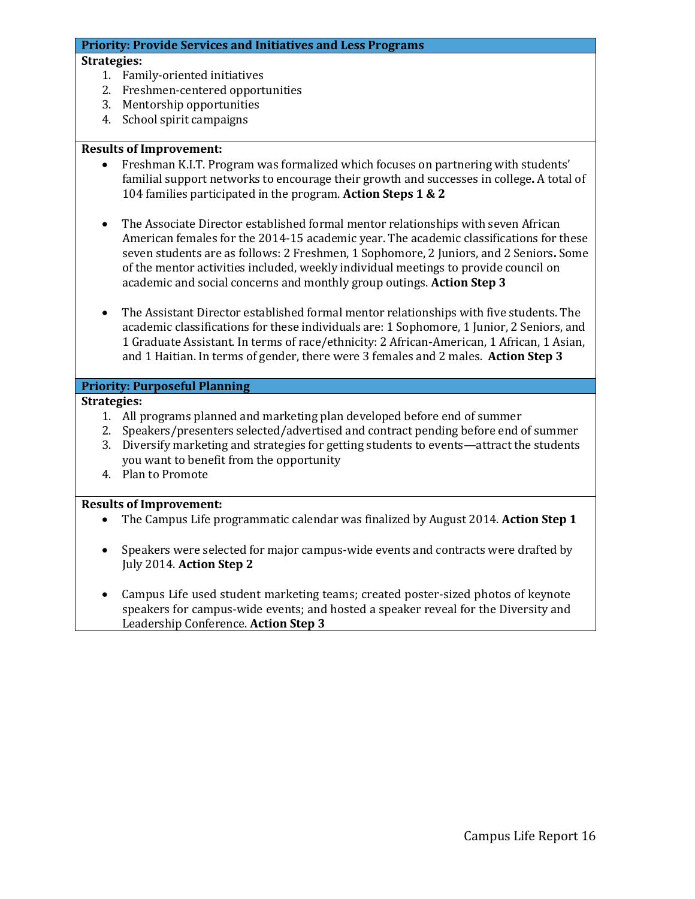**Priority: Provide Services and Initiatives and Less Programs**

**Strategies:**

1. Family-oriented initiatives
2. Freshmen-centered opportunities
3. Mentorship opportunities
4. School spirit campaigns

**Results of Improvement:**

- Freshman K.I.T. Program was formalized which focuses on partnering with students' familial support networks to encourage their growth and successes in college**.** A total of 104 families participated in the program. **Action Steps 1 & 2**

- The Associate Director established formal mentor relationships with seven African American females for the 2014-15 academic year. The academic classifications for these seven students are as follows: 2 Freshmen, 1 Sophomore, 2 Juniors, and 2 Seniors**.** Some of the mentor activities included, weekly individual meetings to provide council on academic and social concerns and monthly group outings. **Action Step 3**

- The Assistant Director established formal mentor relationships with five students. The academic classifications for these individuals are: 1 Sophomore, 1 Junior, 2 Seniors, and 1 Graduate Assistant. In terms of race/ethnicity: 2 African-American, 1 African, 1 Asian, and 1 Haitian. In terms of gender, there were 3 females and 2 males. **Action Step 3**

**Priority: Purposeful Planning**

**Strategies:**

1. All programs planned and marketing plan developed before end of summer
2. Speakers/presenters selected/advertised and contract pending before end of summer
3. Diversify marketing and strategies for getting students to events—attract the students you want to benefit from the opportunity
4. Plan to Promote

**Results of Improvement:**

- The Campus Life programmatic calendar was finalized by August 2014. **Action Step 1**

- Speakers were selected for major campus-wide events and contracts were drafted by July 2014. **Action Step 2**

- Campus Life used student marketing teams; created poster-sized photos of keynote speakers for campus-wide events; and hosted a speaker reveal for the Diversity and Leadership Conference. **Action Step 3**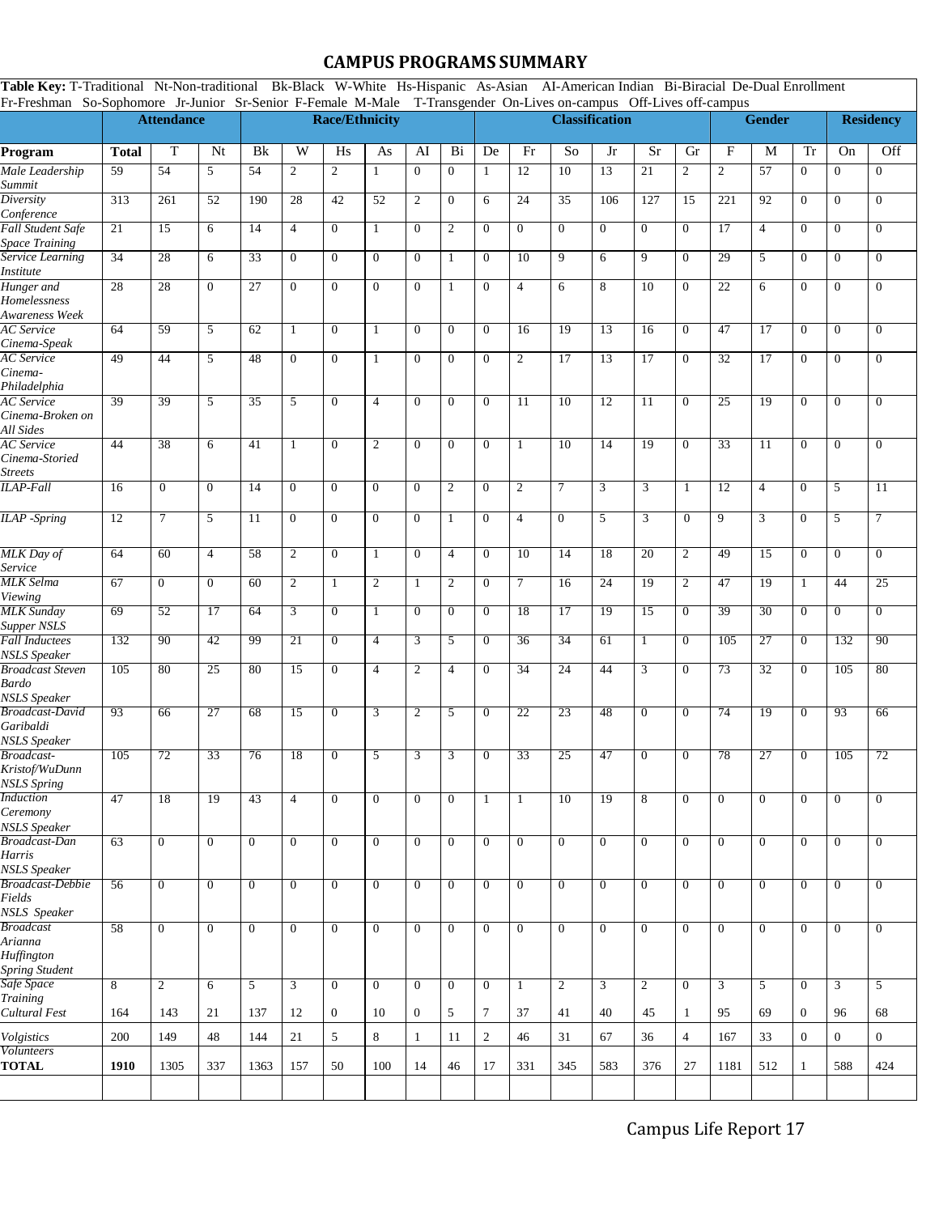# CAMPUS PROGRAMS SUMMARY

**Table Key:** T-Traditional Nt-Non-traditional Bk-Black W-White Hs-Hispanic As-Asian AI-American Indian Bi-Biracial De-Dual Enrollment Fr-Freshman So-Sophomore Jr-Junior Sr-Senior F-Female M-Male T-Transgender On-Lives on-campus Off-Lives off-campus

| | Attendance | | | Race/Ethnicity | | | | | | Classification | | | | | | Gender | | | Residency | |
|---|---|---|---|---|---|---|---|---|---|---|---|---|---|---|---|---|---|---|---|---|
| **Program** | **Total** | T | Nt | Bk | W | Hs | As | AI | Bi | De | Fr | So | Jr | Sr | Gr | F | M | Tr | On | Off |
| *Male Leadership Summit* | 59 | 54 | 5 | 54 | 2 | 2 | 1 | 0 | 0 | 1 | 12 | 10 | 13 | 21 | 2 | 2 | 57 | 0 | 0 | 0 |
| *Diversity Conference* | 313 | 261 | 52 | 190 | 28 | 42 | 52 | 2 | 0 | 6 | 24 | 35 | 106 | 127 | 15 | 221 | 92 | 0 | 0 | 0 |
| *Fall Student Safe Space Training* | 21 | 15 | 6 | 14 | 4 | 0 | 1 | 0 | 2 | 0 | 0 | 0 | 0 | 0 | 0 | 17 | 4 | 0 | 0 | 0 |
| *Service Learning Institute* | 34 | 28 | 6 | 33 | 0 | 0 | 0 | 0 | 1 | 0 | 10 | 9 | 6 | 9 | 0 | 29 | 5 | 0 | 0 | 0 |
| *Hunger and Homelessness Awareness Week* | 28 | 28 | 0 | 27 | 0 | 0 | 0 | 0 | 1 | 0 | 4 | 6 | 8 | 10 | 0 | 22 | 6 | 0 | 0 | 0 |
| *AC Service Cinema-Speak* | 64 | 59 | 5 | 62 | 1 | 0 | 1 | 0 | 0 | 0 | 16 | 19 | 13 | 16 | 0 | 47 | 17 | 0 | 0 | 0 |
| *AC Service Cinema-Philadelphia* | 49 | 44 | 5 | 48 | 0 | 0 | 1 | 0 | 0 | 0 | 2 | 17 | 13 | 17 | 0 | 32 | 17 | 0 | 0 | 0 |
| *AC Service Cinema-Broken on All Sides* | 39 | 39 | 5 | 35 | 5 | 0 | 4 | 0 | 0 | 0 | 11 | 10 | 12 | 11 | 0 | 25 | 19 | 0 | 0 | 0 |
| *AC Service Cinema-Storied Streets* | 44 | 38 | 6 | 41 | 1 | 0 | 2 | 0 | 0 | 0 | 1 | 10 | 14 | 19 | 0 | 33 | 11 | 0 | 0 | 0 |
| *ILAP-Fall* | 16 | 0 | 0 | 14 | 0 | 0 | 0 | 0 | 2 | 0 | 2 | 7 | 3 | 3 | 1 | 12 | 4 | 0 | 5 | 11 |
| *ILAP -Spring* | 12 | 7 | 5 | 11 | 0 | 0 | 0 | 0 | 1 | 0 | 4 | 0 | 5 | 3 | 0 | 9 | 3 | 0 | 5 | 7 |
| *MLK Day of Service* | 64 | 60 | 4 | 58 | 2 | 0 | 1 | 0 | 4 | 0 | 10 | 14 | 18 | 20 | 2 | 49 | 15 | 0 | 0 | 0 |
| *MLK Selma Viewing* | 67 | 0 | 0 | 60 | 2 | 1 | 2 | 1 | 2 | 0 | 7 | 16 | 24 | 19 | 2 | 47 | 19 | 1 | 44 | 25 |
| *MLK Sunday Supper NSLS* | 69 | 52 | 17 | 64 | 3 | 0 | 1 | 0 | 0 | 0 | 18 | 17 | 19 | 15 | 0 | 39 | 30 | 0 | 0 | 0 |
| *Fall Inductees NSLS Speaker* | 132 | 90 | 42 | 99 | 21 | 0 | 4 | 3 | 5 | 0 | 36 | 34 | 61 | 1 | 0 | 105 | 27 | 0 | 132 | 90 |
| *Broadcast Steven Bardo NSLS Speaker* | 105 | 80 | 25 | 80 | 15 | 0 | 4 | 2 | 4 | 0 | 34 | 24 | 44 | 3 | 0 | 73 | 32 | 0 | 105 | 80 |
| *Broadcast-David Garibaldi NSLS Speaker* | 93 | 66 | 27 | 68 | 15 | 0 | 3 | 2 | 5 | 0 | 22 | 23 | 48 | 0 | 0 | 74 | 19 | 0 | 93 | 66 |
| *Broadcast-Kristof/WuDunn NSLS Spring* | 105 | 72 | 33 | 76 | 18 | 0 | 5 | 3 | 3 | 0 | 33 | 25 | 47 | 0 | 0 | 78 | 27 | 0 | 105 | 72 |
| *Induction Ceremony NSLS Speaker* | 47 | 18 | 19 | 43 | 4 | 0 | 0 | 0 | 0 | 1 | 1 | 10 | 19 | 8 | 0 | 0 | 0 | 0 | 0 | 0 |
| *Broadcast-Dan Harris NSLS Speaker* | 63 | 0 | 0 | 0 | 0 | 0 | 0 | 0 | 0 | 0 | 0 | 0 | 0 | 0 | 0 | 0 | 0 | 0 | 0 | 0 |
| *Broadcast-Debbie Fields NSLS Speaker* | 56 | 0 | 0 | 0 | 0 | 0 | 0 | 0 | 0 | 0 | 0 | 0 | 0 | 0 | 0 | 0 | 0 | 0 | 0 | 0 |
| *Broadcast Arianna Huffington Spring Student* | 58 | 0 | 0 | 0 | 0 | 0 | 0 | 0 | 0 | 0 | 0 | 0 | 0 | 0 | 0 | 0 | 0 | 0 | 0 | 0 |
| *Safe Space Training* | 8 | 2 | 6 | 5 | 3 | 0 | 0 | 0 | 0 | 0 | 1 | 2 | 3 | 2 | 0 | 3 | 5 | 0 | 3 | 5 |
| *Cultural Fest* | 164 | 143 | 21 | 137 | 12 | 0 | 10 | 0 | 5 | 7 | 37 | 41 | 40 | 45 | 1 | 95 | 69 | 0 | 96 | 68 |
| *Volgistics Volunteers* | 200 | 149 | 48 | 144 | 21 | 5 | 8 | 1 | 11 | 2 | 46 | 31 | 67 | 36 | 4 | 167 | 33 | 0 | 0 | 0 |
| **TOTAL** | **1910** | 1305 | 337 | 1363 | 157 | 50 | 100 | 14 | 46 | 17 | 331 | 345 | 583 | 376 | 27 | 1181 | 512 | 1 | 588 | 424 |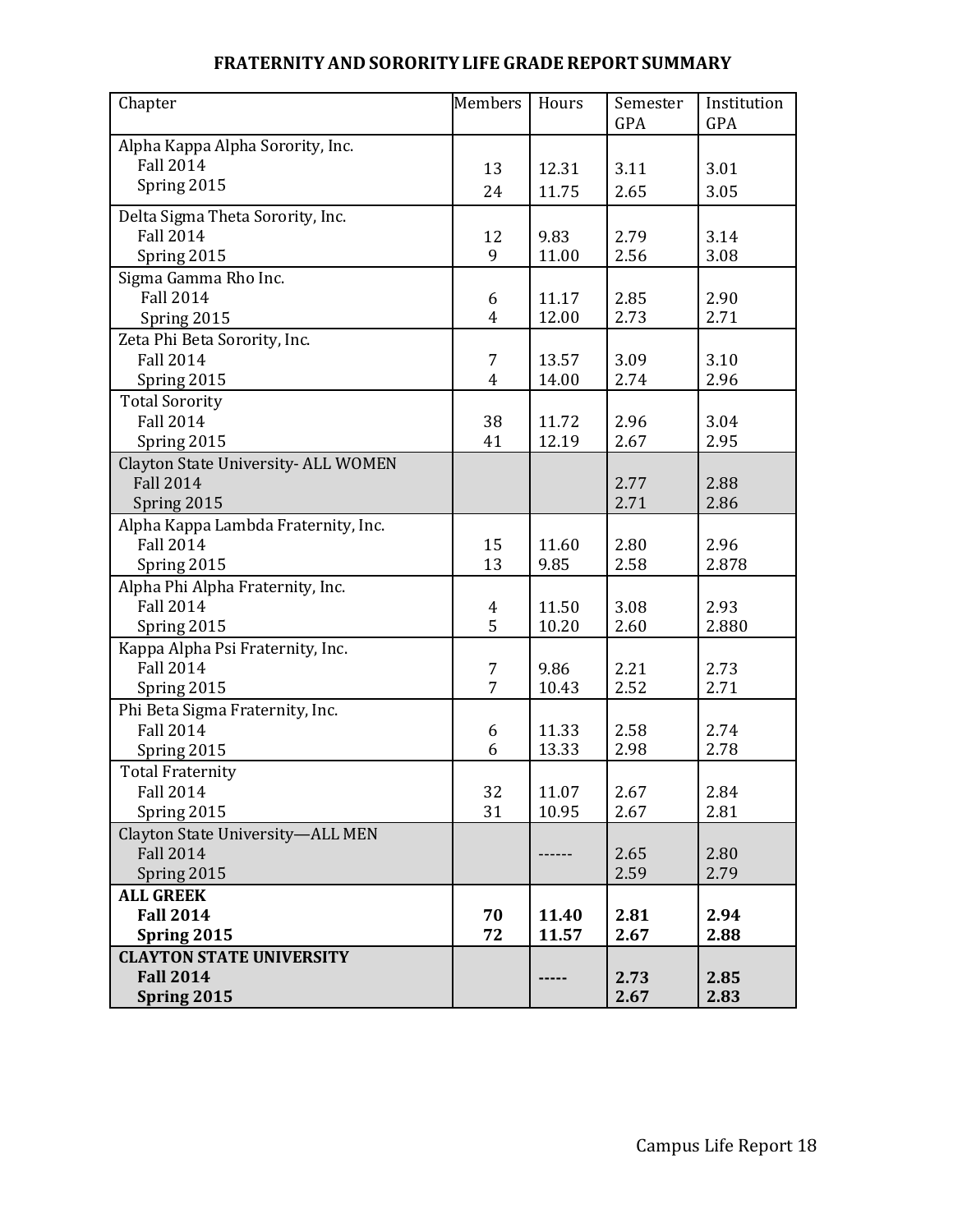# FRATERNITY AND SORORITY LIFE GRADE REPORT SUMMARY

| Chapter | Members | Hours | Semester GPA | Institution GPA |
|---|---|---|---|---|
| Alpha Kappa Alpha Sorority, Inc. | | | | |
| Fall 2014 | 13 | 12.31 | 3.11 | 3.01 |
| Spring 2015 | 24 | 11.75 | 2.65 | 3.05 |
| Delta Sigma Theta Sorority, Inc. | | | | |
| Fall 2014 | 12 | 9.83 | 2.79 | 3.14 |
| Spring 2015 | 9 | 11.00 | 2.56 | 3.08 |
| Sigma Gamma Rho Inc. | | | | |
| Fall 2014 | 6 | 11.17 | 2.85 | 2.90 |
| Spring 2015 | 4 | 12.00 | 2.73 | 2.71 |
| Zeta Phi Beta Sorority, Inc. | | | | |
| Fall 2014 | 7 | 13.57 | 3.09 | 3.10 |
| Spring 2015 | 4 | 14.00 | 2.74 | 2.96 |
| Total Sorority | | | | |
| Fall 2014 | 38 | 11.72 | 2.96 | 3.04 |
| Spring 2015 | 41 | 12.19 | 2.67 | 2.95 |
| Clayton State University- ALL WOMEN | | | | |
| Fall 2014 | | | 2.77 | 2.88 |
| Spring 2015 | | | 2.71 | 2.86 |
| Alpha Kappa Lambda Fraternity, Inc. | | | | |
| Fall 2014 | 15 | 11.60 | 2.80 | 2.96 |
| Spring 2015 | 13 | 9.85 | 2.58 | 2.878 |
| Alpha Phi Alpha Fraternity, Inc. | | | | |
| Fall 2014 | 4 | 11.50 | 3.08 | 2.93 |
| Spring 2015 | 5 | 10.20 | 2.60 | 2.880 |
| Kappa Alpha Psi Fraternity, Inc. | | | | |
| Fall 2014 | 7 | 9.86 | 2.21 | 2.73 |
| Spring 2015 | 7 | 10.43 | 2.52 | 2.71 |
| Phi Beta Sigma Fraternity, Inc. | | | | |
| Fall 2014 | 6 | 11.33 | 2.58 | 2.74 |
| Spring 2015 | 6 | 13.33 | 2.98 | 2.78 |
| Total Fraternity | | | | |
| Fall 2014 | 32 | 11.07 | 2.67 | 2.84 |
| Spring 2015 | 31 | 10.95 | 2.67 | 2.81 |
| Clayton State University—ALL MEN | | | | |
| Fall 2014 | | ------ | 2.65 | 2.80 |
| Spring 2015 | | | 2.59 | 2.79 |
| **ALL GREEK** | | | | |
| **Fall 2014** | **70** | **11.40** | **2.81** | **2.94** |
| **Spring 2015** | **72** | **11.57** | **2.67** | **2.88** |
| **CLAYTON STATE UNIVERSITY** | | | | |
| **Fall 2014** | | ----- | **2.73** | **2.85** |
| **Spring 2015** | | | **2.67** | **2.83** |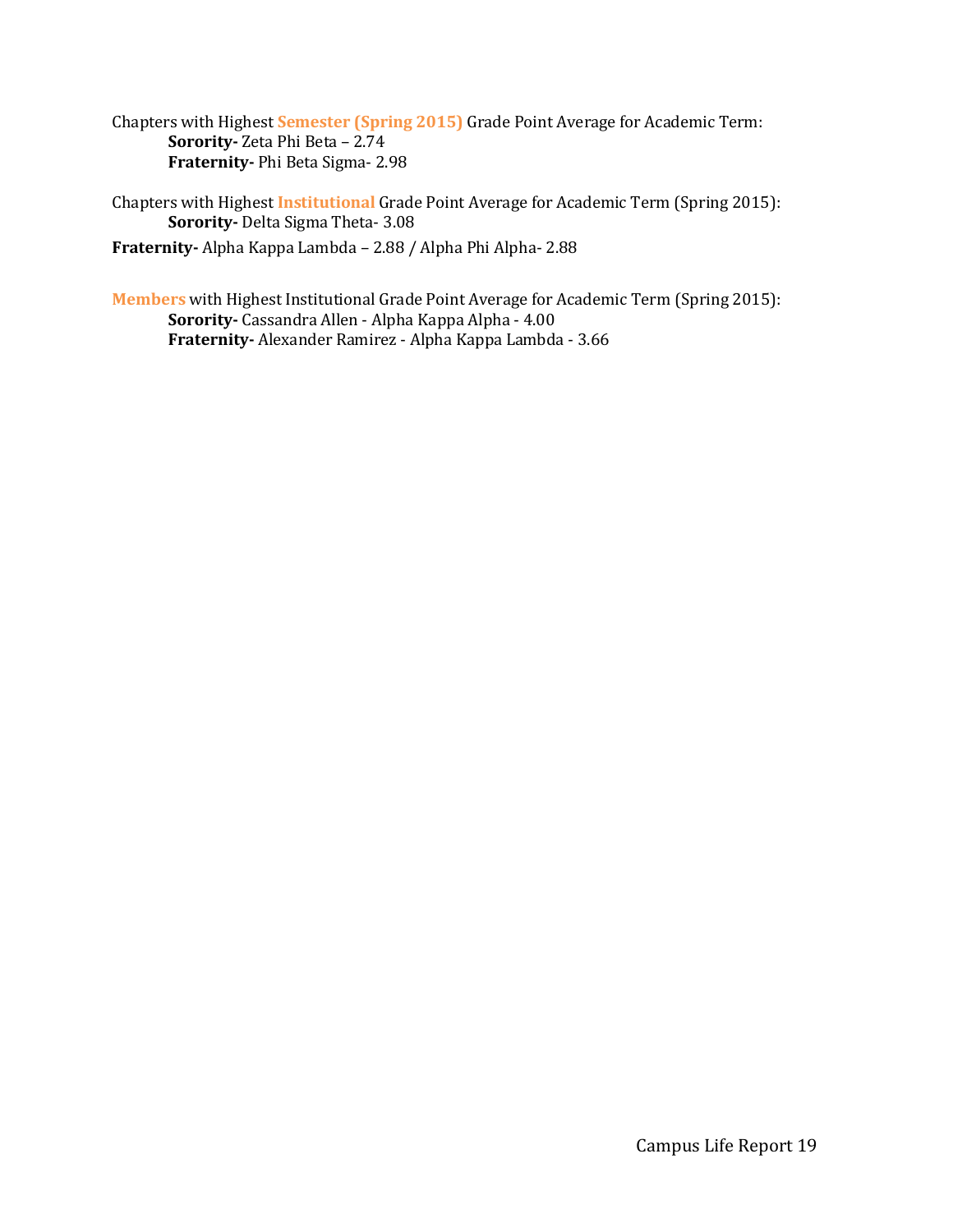Chapters with Highest **Semester (Spring 2015)** Grade Point Average for Academic Term:

**Sorority-** Zeta Phi Beta – 2.74
**Fraternity-** Phi Beta Sigma- 2.98

Chapters with Highest **Institutional** Grade Point Average for Academic Term (Spring 2015):

**Sorority-** Delta Sigma Theta- 3.08
**Fraternity-** Alpha Kappa Lambda – 2.88 / Alpha Phi Alpha- 2.88

**Members** with Highest Institutional Grade Point Average for Academic Term (Spring 2015):

**Sorority-** Cassandra Allen - Alpha Kappa Alpha - 4.00
**Fraternity-** Alexander Ramirez - Alpha Kappa Lambda - 3.66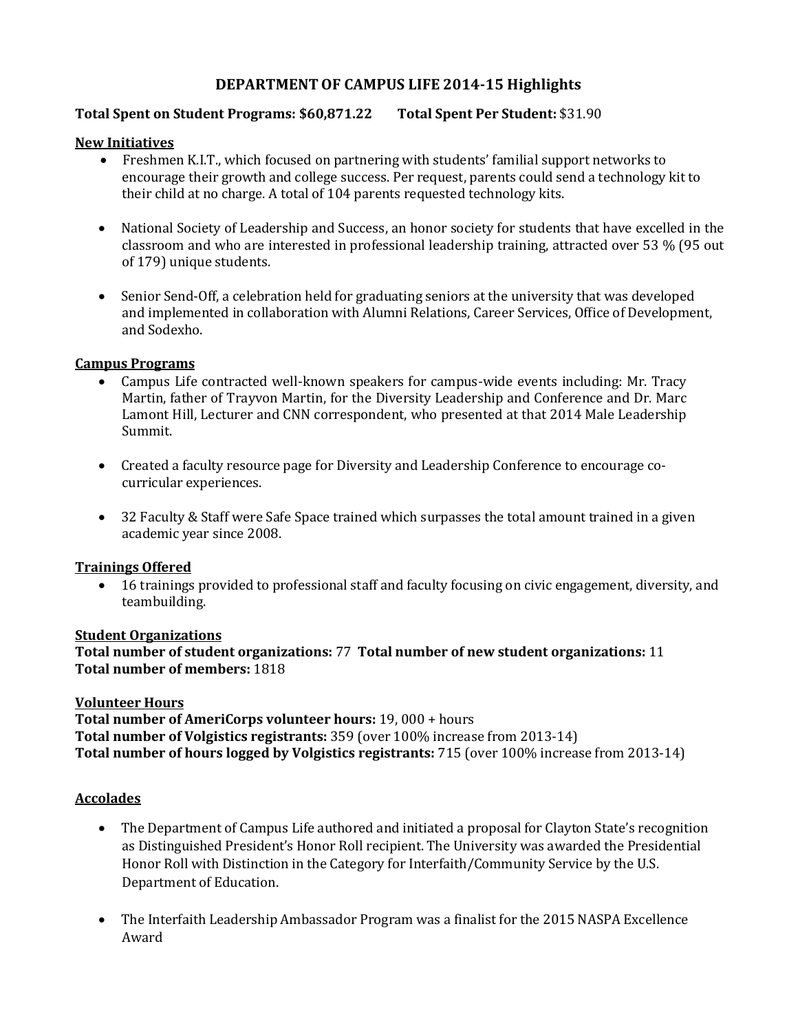# DEPARTMENT OF CAMPUS LIFE 2014-15 Highlights

**Total Spent on Student Programs: $60,871.22** **Total Spent Per Student:** $31.90

## New Initiatives

- Freshmen K.I.T., which focused on partnering with students' familial support networks to encourage their growth and college success. Per request, parents could send a technology kit to their child at no charge. A total of 104 parents requested technology kits.

- National Society of Leadership and Success, an honor society for students that have excelled in the classroom and who are interested in professional leadership training, attracted over 53 % (95 out of 179) unique students.

- Senior Send-Off, a celebration held for graduating seniors at the university that was developed and implemented in collaboration with Alumni Relations, Career Services, Office of Development, and Sodexho.

## Campus Programs

- Campus Life contracted well-known speakers for campus-wide events including: Mr. Tracy Martin, father of Trayvon Martin, for the Diversity Leadership and Conference and Dr. Marc Lamont Hill, Lecturer and CNN correspondent, who presented at that 2014 Male Leadership Summit.

- Created a faculty resource page for Diversity and Leadership Conference to encourage co-curricular experiences.

- 32 Faculty & Staff were Safe Space trained which surpasses the total amount trained in a given academic year since 2008.

## Trainings Offered

- 16 trainings provided to professional staff and faculty focusing on civic engagement, diversity, and teambuilding.

## Student Organizations

**Total number of student organizations:** 77 **Total number of new student organizations:** 11
**Total number of members:** 1818

## Volunteer Hours

**Total number of AmeriCorps volunteer hours:** 19, 000 + hours
**Total number of Volgistics registrants:** 359 (over 100% increase from 2013-14)
**Total number of hours logged by Volgistics registrants:** 715 (over 100% increase from 2013-14)

## Accolades

- The Department of Campus Life authored and initiated a proposal for Clayton State's recognition as Distinguished President's Honor Roll recipient. The University was awarded the Presidential Honor Roll with Distinction in the Category for Interfaith/Community Service by the U.S. Department of Education.

- The Interfaith Leadership Ambassador Program was a finalist for the 2015 NASPA Excellence Award